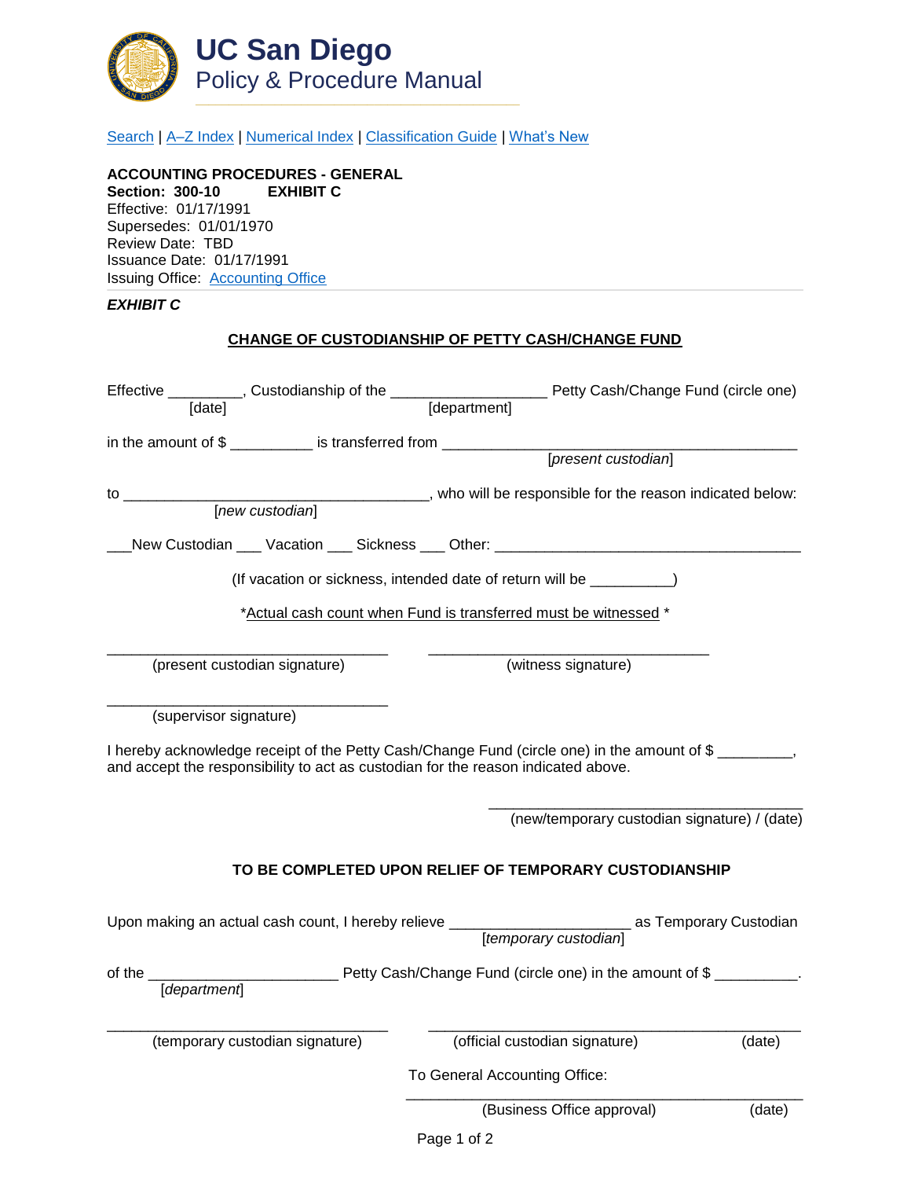# UC San Diego
## Policy & Procedure Manual

Search | A–Z Index | Numerical Index | Classification Guide | What's New

**ACCOUNTING PROCEDURES - GENERAL**
**Section: 300-10 EXHIBIT C**
Effective: 01/17/1991
Supersedes: 01/01/1970
Review Date: TBD
Issuance Date: 01/17/1991
Issuing Office: Accounting Office

***EXHIBIT C***

**CHANGE OF CUSTODIANSHIP OF PETTY CASH/CHANGE FUND**

Effective _________, Custodianship of the ___________________ Petty Cash/Change Fund (circle one)
[date] [department]

in the amount of $ __________ is transferred from ____________________________________________
[*present custodian*]

to _____________________________________, who will be responsible for the reason indicated below:
[*new custodian*]

___New Custodian ___ Vacation ___ Sickness ___ Other: ______________________________________

(If vacation or sickness, intended date of return will be __________)

*Actual cash count when Fund is transferred must be witnessed *

__________________________________ (present custodian signature)

__________________________________ (witness signature)

__________________________________ (supervisor signature)

I hereby acknowledge receipt of the Petty Cash/Change Fund (circle one) in the amount of $ _________, and accept the responsibility to act as custodian for the reason indicated above.

______________________________________
(new/temporary custodian signature) / (date)

**TO BE COMPLETED UPON RELIEF OF TEMPORARY CUSTODIANSHIP**

Upon making an actual cash count, I hereby relieve ______________________ as Temporary Custodian
[*temporary custodian*]

of the ______________________ Petty Cash/Change Fund (circle one) in the amount of $ __________.
[*department*]

__________________________________ (temporary custodian signature)

______________________________________________ (official custodian signature) (date)

To General Accounting Office:

______________________________________________
(Business Office approval) (date)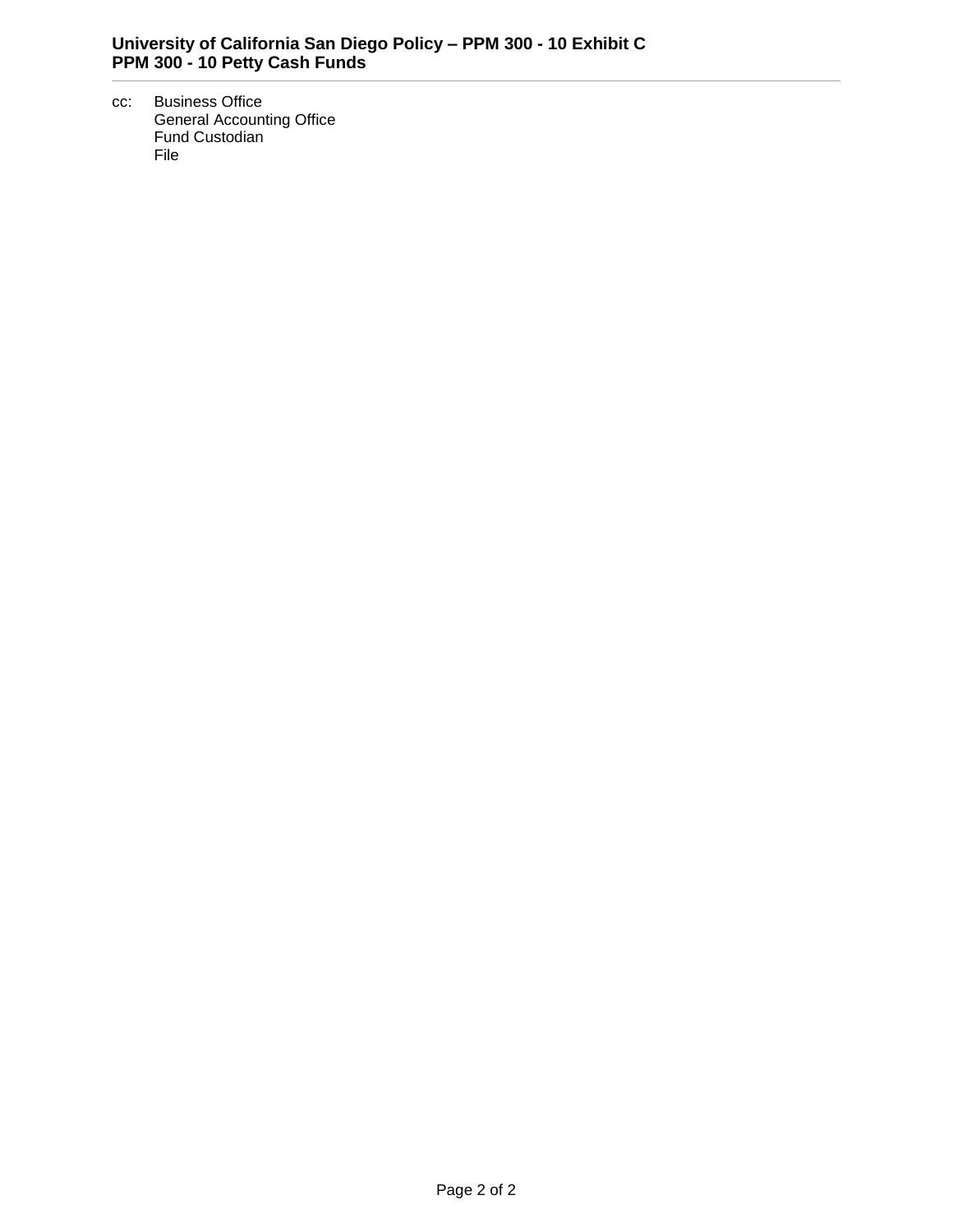cc: Business Office
General Accounting Office
Fund Custodian
File